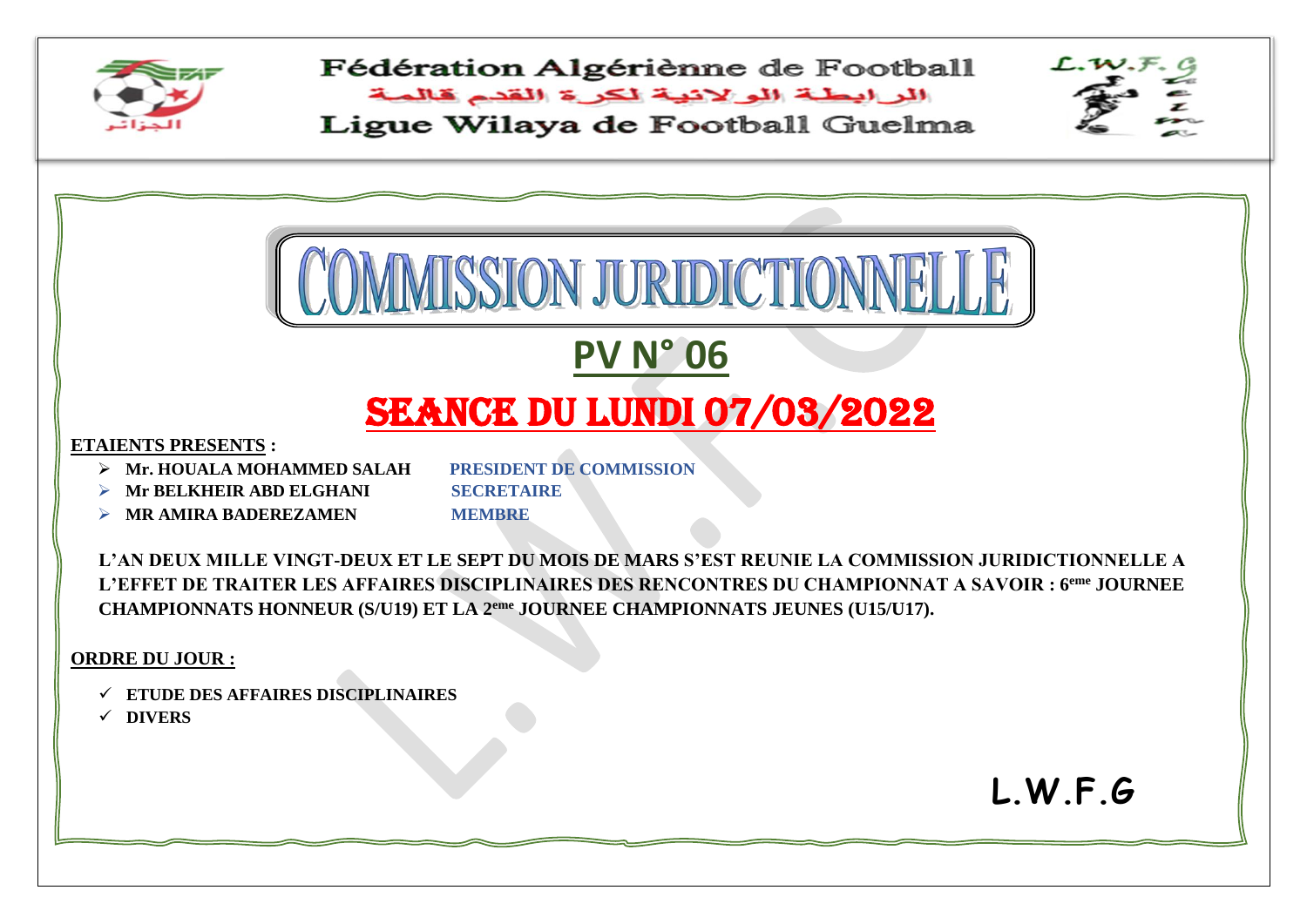Fédération Algériènne de Football

الرابطة الولائية لكرة القدم قالمة

Ligue Wilaya de Football Guelma

# COMMISSION JURIDICTIONNELLE

## PV N° 06

## SEANCE DU LUNDI 07/03/2022

**ETAIENTS PRESENTS :**

- **Mr. HOUALA MOHAMMED SALAH** — **PRESIDENT DE COMMISSION**
- **Mr BELKHEIR ABD ELGHANI** — **SECRETAIRE**
- **MR AMIRA BADEREZAMEN** — **MEMBRE**

**L'AN DEUX MILLE VINGT-DEUX ET LE SEPT DU MOIS DE MARS S'EST REUNIE LA COMMISSION JURIDICTIONNELLE A L'EFFET DE TRAITER LES AFFAIRES DISCIPLINAIRES DES RENCONTRES DU CHAMPIONNAT A SAVOIR : 6eme JOURNEE CHAMPIONNATS HONNEUR (S/U19) ET LA 2eme JOURNEE CHAMPIONNATS JEUNES (U15/U17).**

**ORDRE DU JOUR :**

- ✓ **ETUDE DES AFFAIRES DISCIPLINAIRES**
- ✓ **DIVERS**

**L.W.F.G**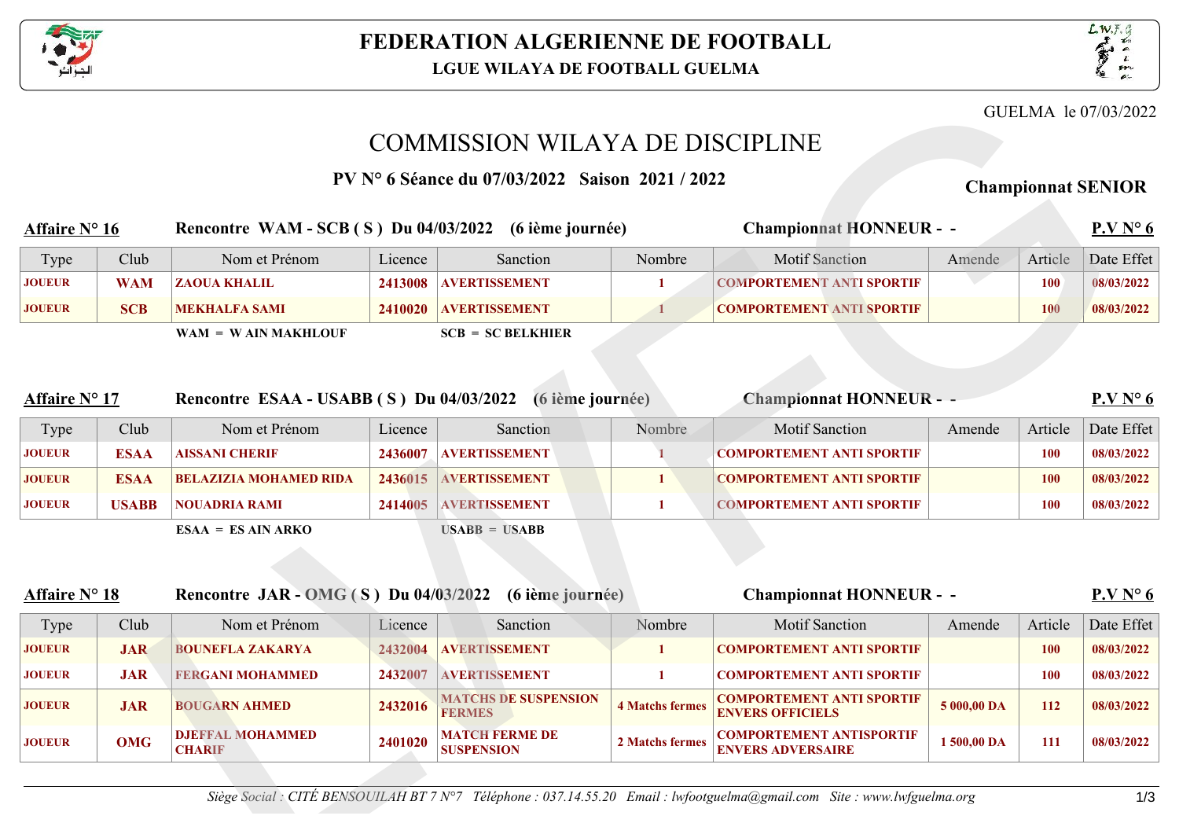# FEDERATION ALGERIENNE DE FOOTBALL

## LGUE WILAYA DE FOOTBALL GUELMA

GUELMA le 07/03/2022

# COMMISSION WILAYA DE DISCIPLINE

**PV N° 6 Séance du 07/03/2022 Saison 2021 / 2022**

**Championnat SENIOR**

**Affaire N° 16** — **Rencontre WAM - SCB ( S ) Du 04/03/2022 (6 ième journée)** — **Championnat HONNEUR - -** — **P.V N° 6**

| Type | Club | Nom et Prénom | Licence | Sanction | Nombre | Motif Sanction | Amende | Article | Date Effet |
|---|---|---|---|---|---|---|---|---|---|
| JOUEUR | WAM | ZAOUA KHALIL | 2413008 | AVERTISSEMENT | 1 | COMPORTEMENT ANTI SPORTIF | | 100 | 08/03/2022 |
| JOUEUR | SCB | MEKHALFA SAMI | 2410020 | AVERTISSEMENT | 1 | COMPORTEMENT ANTI SPORTIF | | 100 | 08/03/2022 |

**WAM = W AIN MAKHLOUF** **SCB = SC BELKHIER**

**Affaire N° 17** — **Rencontre ESAA - USABB ( S ) Du 04/03/2022 (6 ième journée)** — **Championnat HONNEUR - -** — **P.V N° 6**

| Type | Club | Nom et Prénom | Licence | Sanction | Nombre | Motif Sanction | Amende | Article | Date Effet |
|---|---|---|---|---|---|---|---|---|---|
| JOUEUR | ESAA | AISSANI CHERIF | 2436007 | AVERTISSEMENT | 1 | COMPORTEMENT ANTI SPORTIF | | 100 | 08/03/2022 |
| JOUEUR | ESAA | BELAZIZIA MOHAMED RIDA | 2436015 | AVERTISSEMENT | 1 | COMPORTEMENT ANTI SPORTIF | | 100 | 08/03/2022 |
| JOUEUR | USABB | NOUADRIA RAMI | 2414005 | AVERTISSEMENT | 1 | COMPORTEMENT ANTI SPORTIF | | 100 | 08/03/2022 |

**ESAA = ES AIN ARKO** **USABB = USABB**

**Affaire N° 18** — **Rencontre JAR - OMG ( S ) Du 04/03/2022 (6 ième journée)** — **Championnat HONNEUR - -** — **P.V N° 6**

| Type | Club | Nom et Prénom | Licence | Sanction | Nombre | Motif Sanction | Amende | Article | Date Effet |
|---|---|---|---|---|---|---|---|---|---|
| JOUEUR | JAR | BOUNEFLA ZAKARYA | 2432004 | AVERTISSEMENT | 1 | COMPORTEMENT ANTI SPORTIF | | 100 | 08/03/2022 |
| JOUEUR | JAR | FERGANI MOHAMMED | 2432007 | AVERTISSEMENT | 1 | COMPORTEMENT ANTI SPORTIF | | 100 | 08/03/2022 |
| JOUEUR | JAR | BOUGARN AHMED | 2432016 | MATCHS DE SUSPENSION FERMES | 4 Matchs fermes | COMPORTEMENT ANTI SPORTIF ENVERS OFFICIELS | 5 000,00 DA | 112 | 08/03/2022 |
| JOUEUR | OMG | DJEFFAL MOHAMMED CHARIF | 2401020 | MATCH FERME DE SUSPENSION | 2 Matchs fermes | COMPORTEMENT ANTISPORTIF ENVERS ADVERSAIRE | 1 500,00 DA | 111 | 08/03/2022 |

*Siège Social : CITÉ BENSOUILAH BT 7 N°7 Téléphone : 037.14.55.20 Email : lwfootguelma@gmail.com Site : www.lwfguelma.org*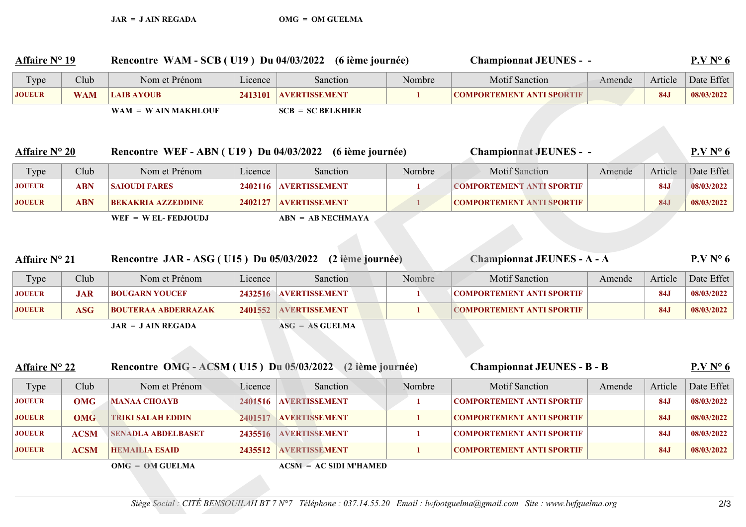JAR = J AIN REGADA OMG = OM GUELMA

**Affaire N° 19** Rencontre WAM - SCB ( U19 ) Du 04/03/2022 (6 ième journée) Championnat JEUNES - - **P.V N° 6**

| Type | Club | Nom et Prénom | Licence | Sanction | Nombre | Motif Sanction | Amende | Article | Date Effet |
|---|---|---|---|---|---|---|---|---|---|
| JOUEUR | WAM | LAIB AYOUB | 2413101 | AVERTISSEMENT | 1 | COMPORTEMENT ANTI SPORTIF | | 84J | 08/03/2022 |

WAM = W AIN MAKHLOUF SCB = SC BELKHIER

**Affaire N° 20** Rencontre WEF - ABN ( U19 ) Du 04/03/2022 (6 ième journée) Championnat JEUNES - - **P.V N° 6**

| Type | Club | Nom et Prénom | Licence | Sanction | Nombre | Motif Sanction | Amende | Article | Date Effet |
|---|---|---|---|---|---|---|---|---|---|
| JOUEUR | ABN | SAIOUDI FARES | 2402116 | AVERTISSEMENT | 1 | COMPORTEMENT ANTI SPORTIF | | 84J | 08/03/2022 |
| JOUEUR | ABN | BEKAKRIA AZZEDDINE | 2402127 | AVERTISSEMENT | 1 | COMPORTEMENT ANTI SPORTIF | | 84J | 08/03/2022 |

WEF = W EL- FEDJOUDJ ABN = AB NECHMAYA

**Affaire N° 21** Rencontre JAR - ASG ( U15 ) Du 05/03/2022 (2 ième journée) Championnat JEUNES - A - A **P.V N° 6**

| Type | Club | Nom et Prénom | Licence | Sanction | Nombre | Motif Sanction | Amende | Article | Date Effet |
|---|---|---|---|---|---|---|---|---|---|
| JOUEUR | JAR | BOUGARN YOUCEF | 2432516 | AVERTISSEMENT | 1 | COMPORTEMENT ANTI SPORTIF | | 84J | 08/03/2022 |
| JOUEUR | ASG | BOUTERAA ABDERRAZAK | 2401552 | AVERTISSEMENT | 1 | COMPORTEMENT ANTI SPORTIF | | 84J | 08/03/2022 |

JAR = J AIN REGADA ASG = AS GUELMA

**Affaire N° 22** Rencontre OMG - ACSM ( U15 ) Du 05/03/2022 (2 ième journée) Championnat JEUNES - B - B **P.V N° 6**

| Type | Club | Nom et Prénom | Licence | Sanction | Nombre | Motif Sanction | Amende | Article | Date Effet |
|---|---|---|---|---|---|---|---|---|---|
| JOUEUR | OMG | MANAA CHOAYB | 2401516 | AVERTISSEMENT | 1 | COMPORTEMENT ANTI SPORTIF | | 84J | 08/03/2022 |
| JOUEUR | OMG | TRIKI SALAH EDDIN | 2401517 | AVERTISSEMENT | 1 | COMPORTEMENT ANTI SPORTIF | | 84J | 08/03/2022 |
| JOUEUR | ACSM | SENADLA ABDELBASET | 2435516 | AVERTISSEMENT | 1 | COMPORTEMENT ANTI SPORTIF | | 84J | 08/03/2022 |
| JOUEUR | ACSM | HEMAILIA ESAID | 2435512 | AVERTISSEMENT | 1 | COMPORTEMENT ANTI SPORTIF | | 84J | 08/03/2022 |

OMG = OM GUELMA ACSM = AC SIDI M'HAMED

*Siège Social : CITÉ BENSOUILAH BT 7 N°7 Téléphone : 037.14.55.20 Email : lwfootguelma@gmail.com Site : www.lwfguelma.org*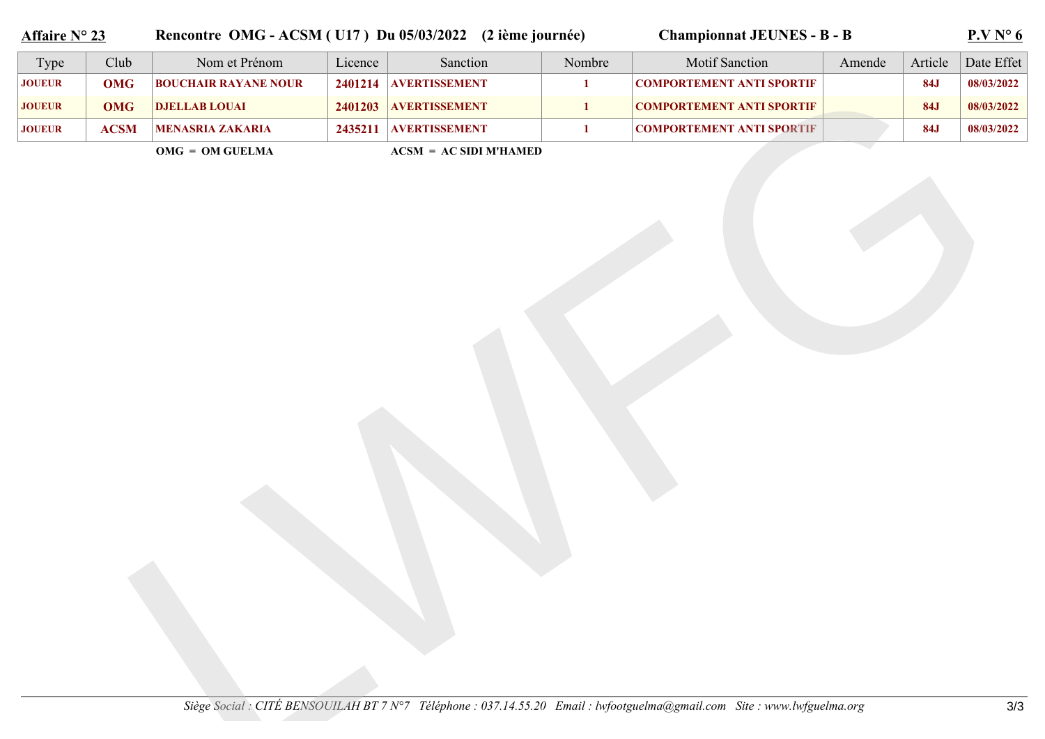**Affaire N° 23** **Rencontre OMG - ACSM ( U17 ) Du 05/03/2022 (2 ième journée)** **Championnat JEUNES - B - B** **P.V N° 6**

| Type | Club | Nom et Prénom | Licence | Sanction | Nombre | Motif Sanction | Amende | Article | Date Effet |
|---|---|---|---|---|---|---|---|---|---|
| JOUEUR | OMG | BOUCHAIR RAYANE NOUR | 2401214 | AVERTISSEMENT | 1 | COMPORTEMENT ANTI SPORTIF | | 84J | 08/03/2022 |
| JOUEUR | OMG | DJELLAB LOUAI | 2401203 | AVERTISSEMENT | 1 | COMPORTEMENT ANTI SPORTIF | | 84J | 08/03/2022 |
| JOUEUR | ACSM | MENASRIA ZAKARIA | 2435211 | AVERTISSEMENT | 1 | COMPORTEMENT ANTI SPORTIF | | 84J | 08/03/2022 |

**OMG = OM GUELMA** **ACSM = AC SIDI M'HAMED**

*Siège Social : CITÉ BENSOUILAH BT 7 N°7 Téléphone : 037.14.55.20 Email : lwfootguelma@gmail.com Site : www.lwfguelma.org*